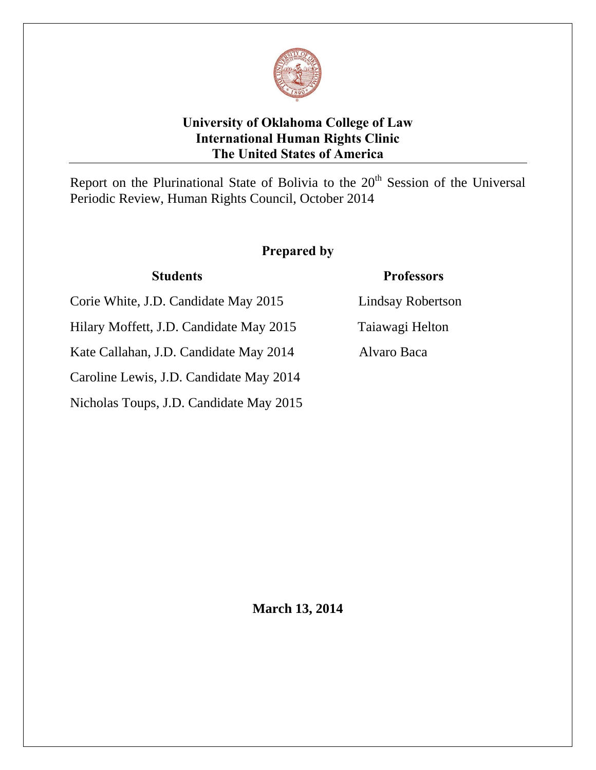**University of Oklahoma College of Law**
**International Human Rights Clinic**
**The United States of America**

---

Report on the Plurinational State of Bolivia to the 20th Session of the Universal Periodic Review, Human Rights Council, October 2014

**Prepared by**

| **Students** | **Professors** |
|---|---|
| Corie White, J.D. Candidate May 2015 | Lindsay Robertson |
| Hilary Moffett, J.D. Candidate May 2015 | Taiawagi Helton |
| Kate Callahan, J.D. Candidate May 2014 | Alvaro Baca |
| Caroline Lewis, J.D. Candidate May 2014 | |
| Nicholas Toups, J.D. Candidate May 2015 | |

**March 13, 2014**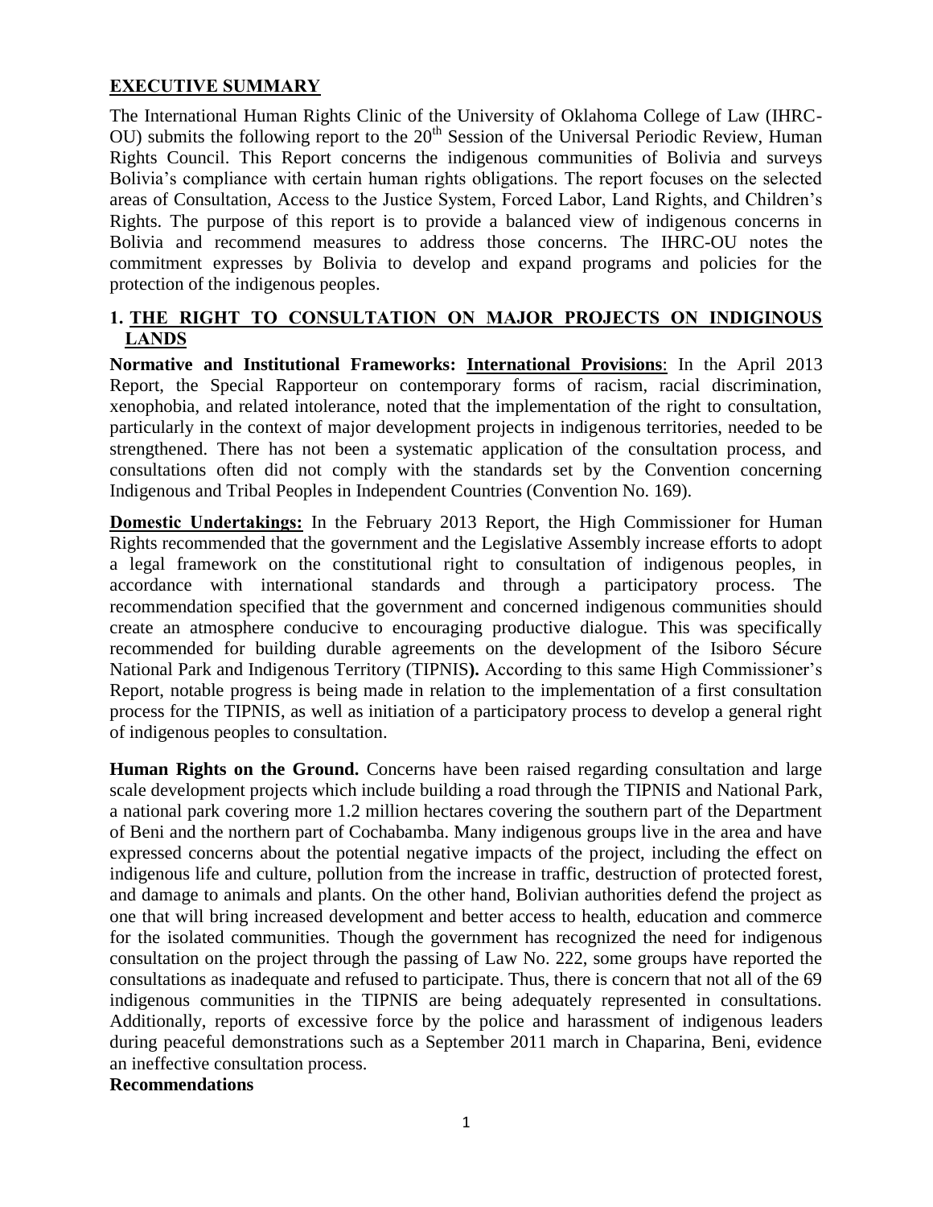## EXECUTIVE SUMMARY

The International Human Rights Clinic of the University of Oklahoma College of Law (IHRC-OU) submits the following report to the 20th Session of the Universal Periodic Review, Human Rights Council. This Report concerns the indigenous communities of Bolivia and surveys Bolivia's compliance with certain human rights obligations. The report focuses on the selected areas of Consultation, Access to the Justice System, Forced Labor, Land Rights, and Children's Rights. The purpose of this report is to provide a balanced view of indigenous concerns in Bolivia and recommend measures to address those concerns. The IHRC-OU notes the commitment expresses by Bolivia to develop and expand programs and policies for the protection of the indigenous peoples.

## 1. THE RIGHT TO CONSULTATION ON MAJOR PROJECTS ON INDIGINOUS LANDS

**Normative and Institutional Frameworks:** **International Provisions**: In the April 2013 Report, the Special Rapporteur on contemporary forms of racism, racial discrimination, xenophobia, and related intolerance, noted that the implementation of the right to consultation, particularly in the context of major development projects in indigenous territories, needed to be strengthened. There has not been a systematic application of the consultation process, and consultations often did not comply with the standards set by the Convention concerning Indigenous and Tribal Peoples in Independent Countries (Convention No. 169).

**Domestic Undertakings:** In the February 2013 Report, the High Commissioner for Human Rights recommended that the government and the Legislative Assembly increase efforts to adopt a legal framework on the constitutional right to consultation of indigenous peoples, in accordance with international standards and through a participatory process. The recommendation specified that the government and concerned indigenous communities should create an atmosphere conducive to encouraging productive dialogue. This was specifically recommended for building durable agreements on the development of the Isiboro Sécure National Park and Indigenous Territory (TIPNIS**).** According to this same High Commissioner's Report, notable progress is being made in relation to the implementation of a first consultation process for the TIPNIS, as well as initiation of a participatory process to develop a general right of indigenous peoples to consultation.

**Human Rights on the Ground.** Concerns have been raised regarding consultation and large scale development projects which include building a road through the TIPNIS and National Park, a national park covering more 1.2 million hectares covering the southern part of the Department of Beni and the northern part of Cochabamba. Many indigenous groups live in the area and have expressed concerns about the potential negative impacts of the project, including the effect on indigenous life and culture, pollution from the increase in traffic, destruction of protected forest, and damage to animals and plants. On the other hand, Bolivian authorities defend the project as one that will bring increased development and better access to health, education and commerce for the isolated communities. Though the government has recognized the need for indigenous consultation on the project through the passing of Law No. 222, some groups have reported the consultations as inadequate and refused to participate. Thus, there is concern that not all of the 69 indigenous communities in the TIPNIS are being adequately represented in consultations. Additionally, reports of excessive force by the police and harassment of indigenous leaders during peaceful demonstrations such as a September 2011 march in Chaparina, Beni, evidence an ineffective consultation process.

**Recommendations**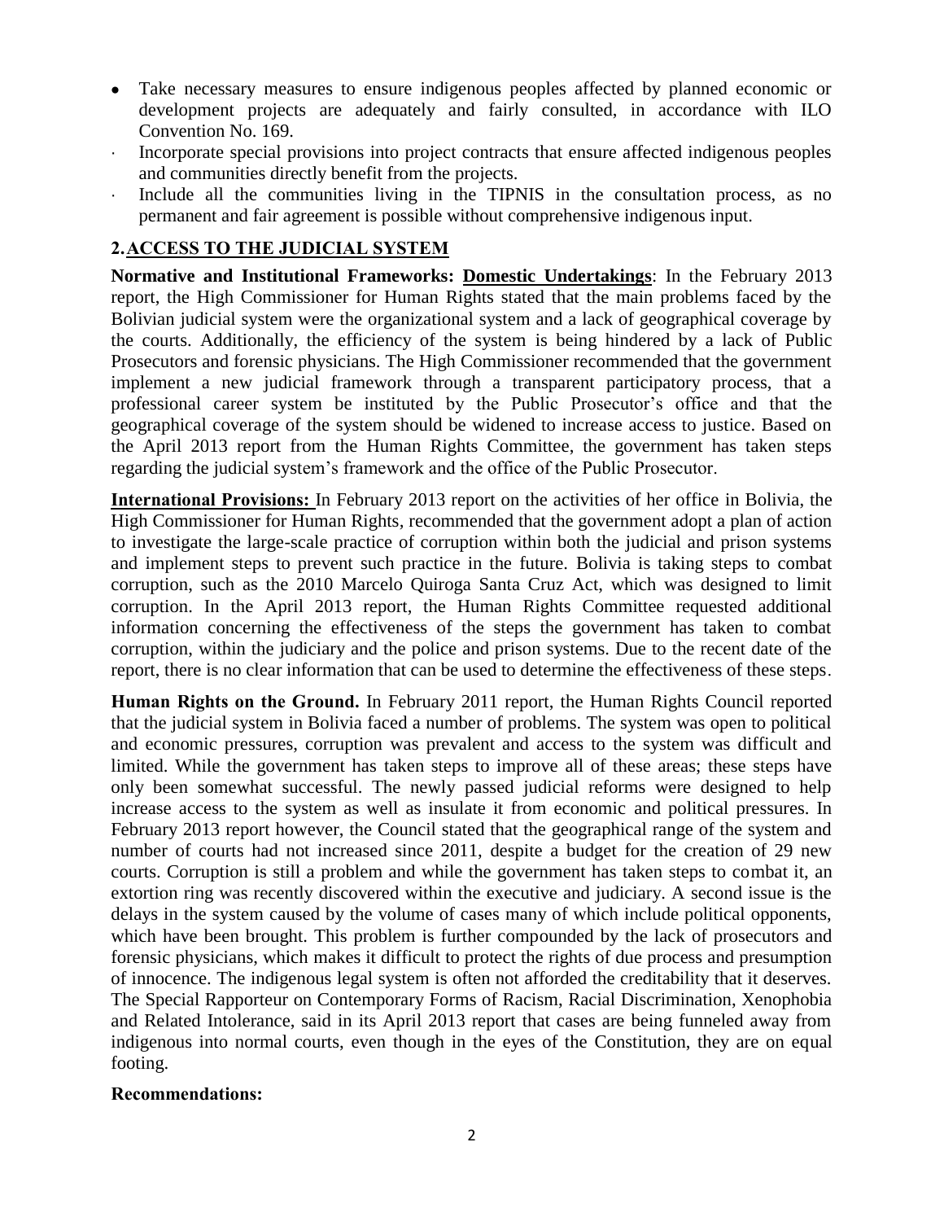- Take necessary measures to ensure indigenous peoples affected by planned economic or development projects are adequately and fairly consulted, in accordance with ILO Convention No. 169.
- Incorporate special provisions into project contracts that ensure affected indigenous peoples and communities directly benefit from the projects.
- Include all the communities living in the TIPNIS in the consultation process, as no permanent and fair agreement is possible without comprehensive indigenous input.

## 2. ACCESS TO THE JUDICIAL SYSTEM

**Normative and Institutional Frameworks: Domestic Undertakings**: In the February 2013 report, the High Commissioner for Human Rights stated that the main problems faced by the Bolivian judicial system were the organizational system and a lack of geographical coverage by the courts. Additionally, the efficiency of the system is being hindered by a lack of Public Prosecutors and forensic physicians. The High Commissioner recommended that the government implement a new judicial framework through a transparent participatory process, that a professional career system be instituted by the Public Prosecutor's office and that the geographical coverage of the system should be widened to increase access to justice. Based on the April 2013 report from the Human Rights Committee, the government has taken steps regarding the judicial system's framework and the office of the Public Prosecutor.

**International Provisions:** In February 2013 report on the activities of her office in Bolivia, the High Commissioner for Human Rights, recommended that the government adopt a plan of action to investigate the large-scale practice of corruption within both the judicial and prison systems and implement steps to prevent such practice in the future. Bolivia is taking steps to combat corruption, such as the 2010 Marcelo Quiroga Santa Cruz Act, which was designed to limit corruption. In the April 2013 report, the Human Rights Committee requested additional information concerning the effectiveness of the steps the government has taken to combat corruption, within the judiciary and the police and prison systems. Due to the recent date of the report, there is no clear information that can be used to determine the effectiveness of these steps.

**Human Rights on the Ground.** In February 2011 report, the Human Rights Council reported that the judicial system in Bolivia faced a number of problems. The system was open to political and economic pressures, corruption was prevalent and access to the system was difficult and limited. While the government has taken steps to improve all of these areas; these steps have only been somewhat successful. The newly passed judicial reforms were designed to help increase access to the system as well as insulate it from economic and political pressures. In February 2013 report however, the Council stated that the geographical range of the system and number of courts had not increased since 2011, despite a budget for the creation of 29 new courts. Corruption is still a problem and while the government has taken steps to combat it, an extortion ring was recently discovered within the executive and judiciary. A second issue is the delays in the system caused by the volume of cases many of which include political opponents, which have been brought. This problem is further compounded by the lack of prosecutors and forensic physicians, which makes it difficult to protect the rights of due process and presumption of innocence. The indigenous legal system is often not afforded the creditability that it deserves. The Special Rapporteur on Contemporary Forms of Racism, Racial Discrimination, Xenophobia and Related Intolerance, said in its April 2013 report that cases are being funneled away from indigenous into normal courts, even though in the eyes of the Constitution, they are on equal footing.

**Recommendations:**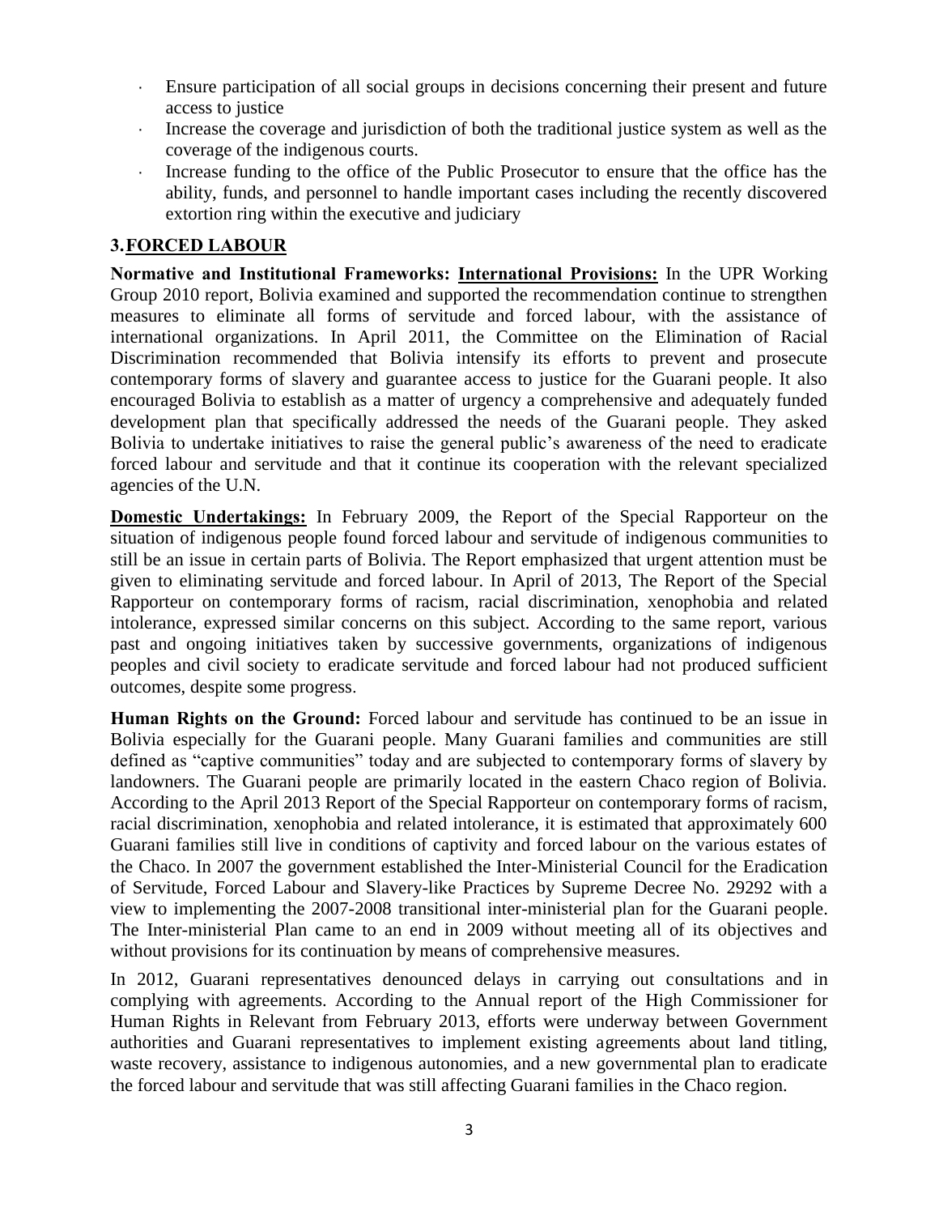- Ensure participation of all social groups in decisions concerning their present and future access to justice
- Increase the coverage and jurisdiction of both the traditional justice system as well as the coverage of the indigenous courts.
- Increase funding to the office of the Public Prosecutor to ensure that the office has the ability, funds, and personnel to handle important cases including the recently discovered extortion ring within the executive and judiciary

## 3. FORCED LABOUR

**Normative and Institutional Frameworks: International Provisions:** In the UPR Working Group 2010 report, Bolivia examined and supported the recommendation continue to strengthen measures to eliminate all forms of servitude and forced labour, with the assistance of international organizations. In April 2011, the Committee on the Elimination of Racial Discrimination recommended that Bolivia intensify its efforts to prevent and prosecute contemporary forms of slavery and guarantee access to justice for the Guarani people. It also encouraged Bolivia to establish as a matter of urgency a comprehensive and adequately funded development plan that specifically addressed the needs of the Guarani people. They asked Bolivia to undertake initiatives to raise the general public's awareness of the need to eradicate forced labour and servitude and that it continue its cooperation with the relevant specialized agencies of the U.N.

**Domestic Undertakings:** In February 2009, the Report of the Special Rapporteur on the situation of indigenous people found forced labour and servitude of indigenous communities to still be an issue in certain parts of Bolivia. The Report emphasized that urgent attention must be given to eliminating servitude and forced labour. In April of 2013, The Report of the Special Rapporteur on contemporary forms of racism, racial discrimination, xenophobia and related intolerance, expressed similar concerns on this subject. According to the same report, various past and ongoing initiatives taken by successive governments, organizations of indigenous peoples and civil society to eradicate servitude and forced labour had not produced sufficient outcomes, despite some progress.

**Human Rights on the Ground:** Forced labour and servitude has continued to be an issue in Bolivia especially for the Guarani people. Many Guarani families and communities are still defined as "captive communities" today and are subjected to contemporary forms of slavery by landowners. The Guarani people are primarily located in the eastern Chaco region of Bolivia. According to the April 2013 Report of the Special Rapporteur on contemporary forms of racism, racial discrimination, xenophobia and related intolerance, it is estimated that approximately 600 Guarani families still live in conditions of captivity and forced labour on the various estates of the Chaco. In 2007 the government established the Inter-Ministerial Council for the Eradication of Servitude, Forced Labour and Slavery-like Practices by Supreme Decree No. 29292 with a view to implementing the 2007-2008 transitional inter-ministerial plan for the Guarani people. The Inter-ministerial Plan came to an end in 2009 without meeting all of its objectives and without provisions for its continuation by means of comprehensive measures.

In 2012, Guarani representatives denounced delays in carrying out consultations and in complying with agreements. According to the Annual report of the High Commissioner for Human Rights in Relevant from February 2013, efforts were underway between Government authorities and Guarani representatives to implement existing agreements about land titling, waste recovery, assistance to indigenous autonomies, and a new governmental plan to eradicate the forced labour and servitude that was still affecting Guarani families in the Chaco region.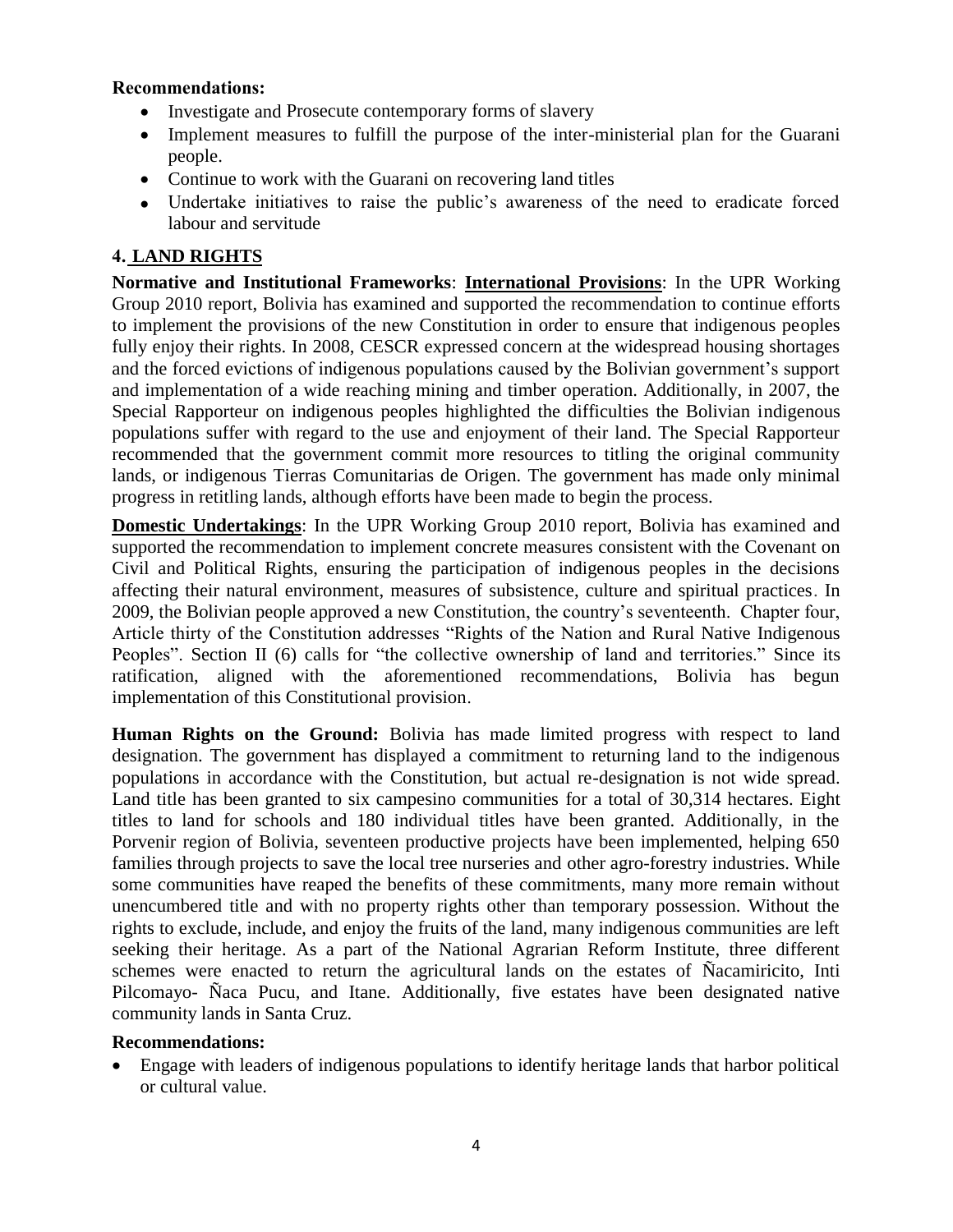**Recommendations:**

- Investigate and Prosecute contemporary forms of slavery
- Implement measures to fulfill the purpose of the inter-ministerial plan for the Guarani people.
- Continue to work with the Guarani on recovering land titles
- Undertake initiatives to raise the public's awareness of the need to eradicate forced labour and servitude

## 4. LAND RIGHTS

**Normative and Institutional Frameworks**: **International Provisions**: In the UPR Working Group 2010 report, Bolivia has examined and supported the recommendation to continue efforts to implement the provisions of the new Constitution in order to ensure that indigenous peoples fully enjoy their rights. In 2008, CESCR expressed concern at the widespread housing shortages and the forced evictions of indigenous populations caused by the Bolivian government's support and implementation of a wide reaching mining and timber operation. Additionally, in 2007, the Special Rapporteur on indigenous peoples highlighted the difficulties the Bolivian indigenous populations suffer with regard to the use and enjoyment of their land. The Special Rapporteur recommended that the government commit more resources to titling the original community lands, or indigenous Tierras Comunitarias de Origen. The government has made only minimal progress in retitling lands, although efforts have been made to begin the process.

**Domestic Undertakings**: In the UPR Working Group 2010 report, Bolivia has examined and supported the recommendation to implement concrete measures consistent with the Covenant on Civil and Political Rights, ensuring the participation of indigenous peoples in the decisions affecting their natural environment, measures of subsistence, culture and spiritual practices. In 2009, the Bolivian people approved a new Constitution, the country's seventeenth. Chapter four, Article thirty of the Constitution addresses "Rights of the Nation and Rural Native Indigenous Peoples". Section II (6) calls for "the collective ownership of land and territories." Since its ratification, aligned with the aforementioned recommendations, Bolivia has begun implementation of this Constitutional provision.

**Human Rights on the Ground:** Bolivia has made limited progress with respect to land designation. The government has displayed a commitment to returning land to the indigenous populations in accordance with the Constitution, but actual re-designation is not wide spread. Land title has been granted to six campesino communities for a total of 30,314 hectares. Eight titles to land for schools and 180 individual titles have been granted. Additionally, in the Porvenir region of Bolivia, seventeen productive projects have been implemented, helping 650 families through projects to save the local tree nurseries and other agro-forestry industries. While some communities have reaped the benefits of these commitments, many more remain without unencumbered title and with no property rights other than temporary possession. Without the rights to exclude, include, and enjoy the fruits of the land, many indigenous communities are left seeking their heritage. As a part of the National Agrarian Reform Institute, three different schemes were enacted to return the agricultural lands on the estates of Ñacamiricito, Inti Pilcomayo- Ñaca Pucu, and Itane. Additionally, five estates have been designated native community lands in Santa Cruz.

**Recommendations:**

- Engage with leaders of indigenous populations to identify heritage lands that harbor political or cultural value.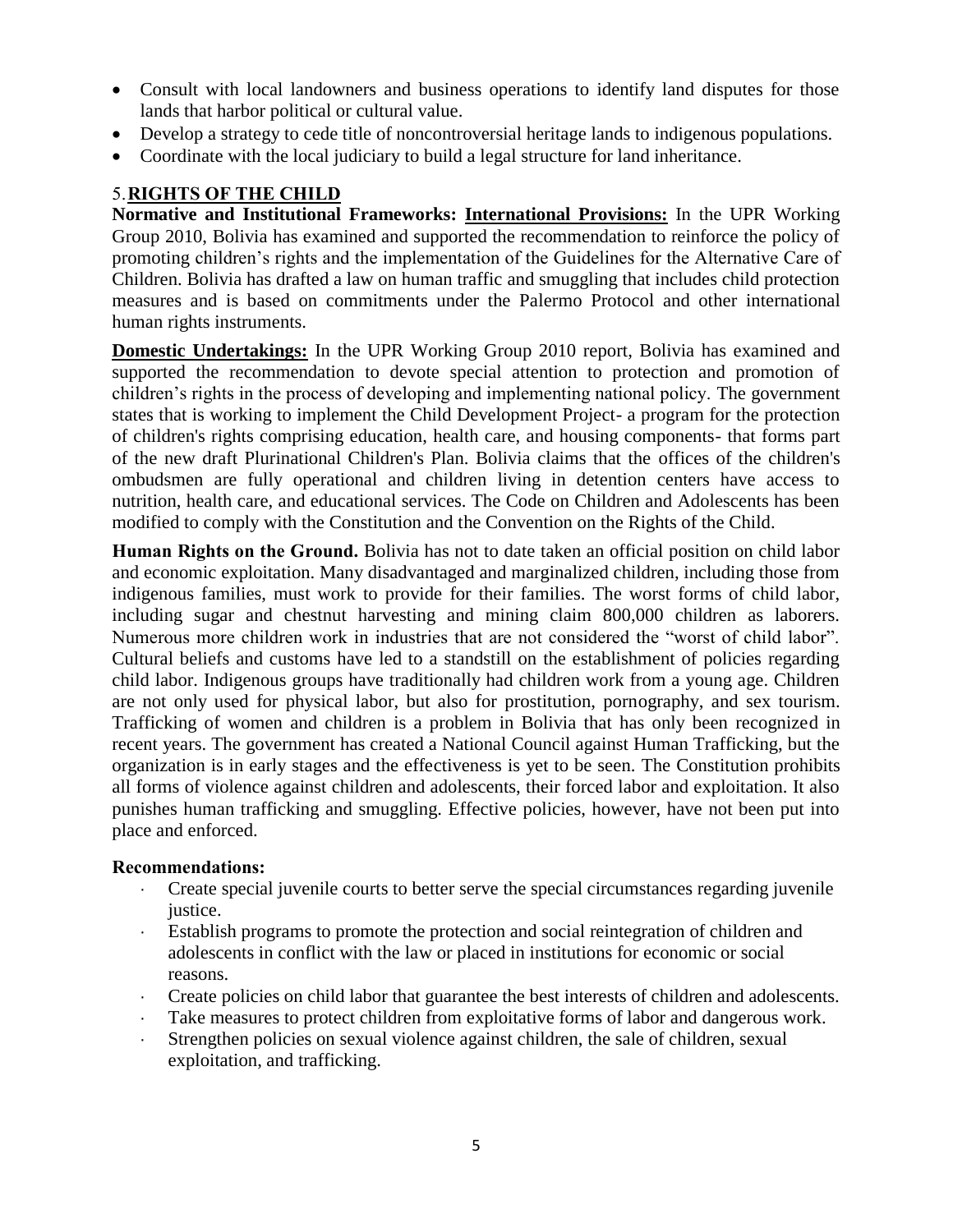- Consult with local landowners and business operations to identify land disputes for those lands that harbor political or cultural value.
- Develop a strategy to cede title of noncontroversial heritage lands to indigenous populations.
- Coordinate with the local judiciary to build a legal structure for land inheritance.

## 5. RIGHTS OF THE CHILD

**Normative and Institutional Frameworks: International Provisions:** In the UPR Working Group 2010, Bolivia has examined and supported the recommendation to reinforce the policy of promoting children's rights and the implementation of the Guidelines for the Alternative Care of Children. Bolivia has drafted a law on human traffic and smuggling that includes child protection measures and is based on commitments under the Palermo Protocol and other international human rights instruments.

**Domestic Undertakings:** In the UPR Working Group 2010 report, Bolivia has examined and supported the recommendation to devote special attention to protection and promotion of children's rights in the process of developing and implementing national policy. The government states that is working to implement the Child Development Project- a program for the protection of children's rights comprising education, health care, and housing components- that forms part of the new draft Plurinational Children's Plan. Bolivia claims that the offices of the children's ombudsmen are fully operational and children living in detention centers have access to nutrition, health care, and educational services. The Code on Children and Adolescents has been modified to comply with the Constitution and the Convention on the Rights of the Child.

**Human Rights on the Ground.** Bolivia has not to date taken an official position on child labor and economic exploitation. Many disadvantaged and marginalized children, including those from indigenous families, must work to provide for their families. The worst forms of child labor, including sugar and chestnut harvesting and mining claim 800,000 children as laborers. Numerous more children work in industries that are not considered the "worst of child labor". Cultural beliefs and customs have led to a standstill on the establishment of policies regarding child labor. Indigenous groups have traditionally had children work from a young age. Children are not only used for physical labor, but also for prostitution, pornography, and sex tourism. Trafficking of women and children is a problem in Bolivia that has only been recognized in recent years. The government has created a National Council against Human Trafficking, but the organization is in early stages and the effectiveness is yet to be seen. The Constitution prohibits all forms of violence against children and adolescents, their forced labor and exploitation. It also punishes human trafficking and smuggling. Effective policies, however, have not been put into place and enforced.

**Recommendations:**

- Create special juvenile courts to better serve the special circumstances regarding juvenile justice.
- Establish programs to promote the protection and social reintegration of children and adolescents in conflict with the law or placed in institutions for economic or social reasons.
- Create policies on child labor that guarantee the best interests of children and adolescents.
- Take measures to protect children from exploitative forms of labor and dangerous work.
- Strengthen policies on sexual violence against children, the sale of children, sexual exploitation, and trafficking.